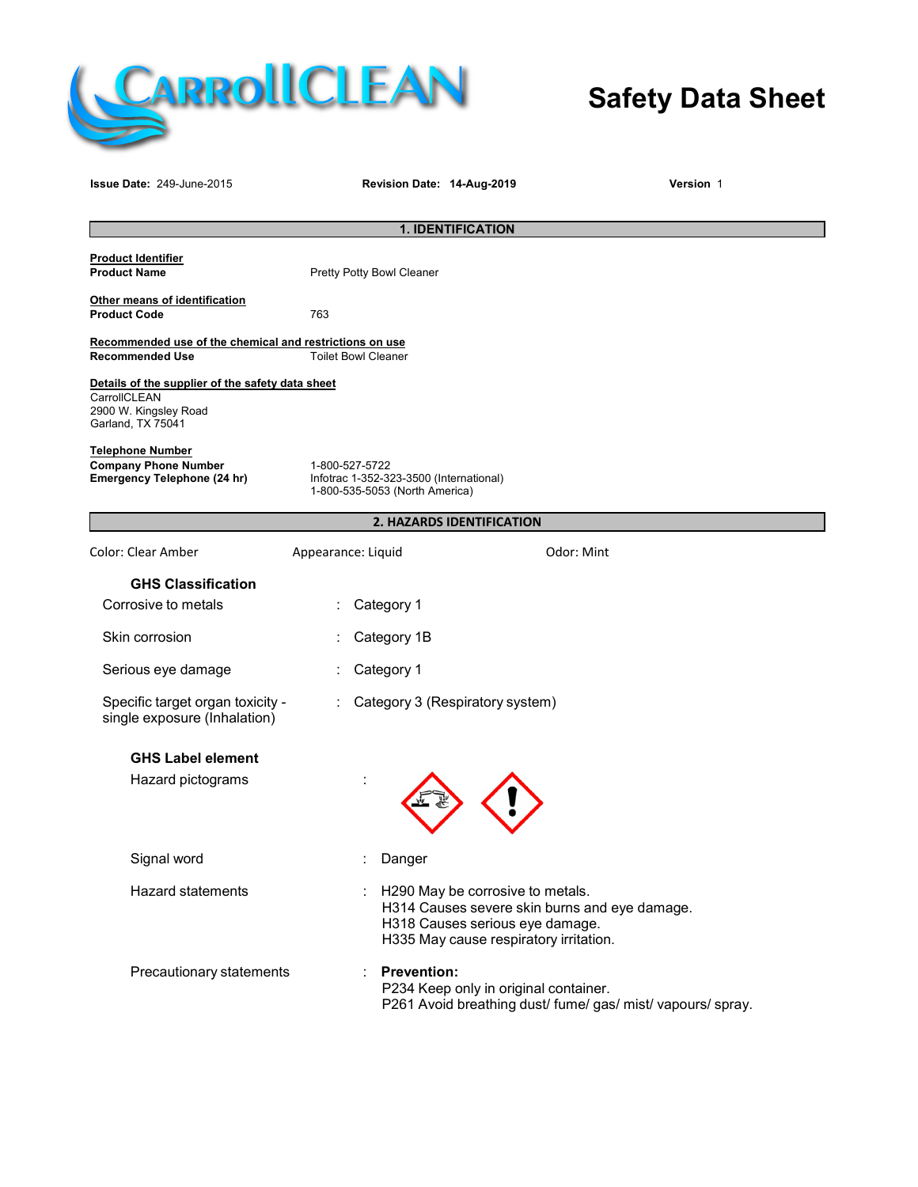# CarrollCLEAN

# Safety Data Sheet

**Issue Date:** 249-June-2015 **Revision Date: 14-Aug-2019** **Version** 1

## 1. IDENTIFICATION

**Product Identifier**
**Product Name** Pretty Potty Bowl Cleaner

**Other means of identification**
**Product Code** 763

**Recommended use of the chemical and restrictions on use**
**Recommended Use** Toilet Bowl Cleaner

**Details of the supplier of the safety data sheet**
CarrollCLEAN
2900 W. Kingsley Road
Garland, TX 75041

**Telephone Number**
**Company Phone Number** 1-800-527-5722
**Emergency Telephone (24 hr)** Infotrac 1-352-323-3500 (International)
1-800-535-5053 (North America)

## 2. HAZARDS IDENTIFICATION

Color: Clear Amber Appearance: Liquid Odor: Mint

### GHS Classification

| | | |
|---|---|---|
| Corrosive to metals | : | Category 1 |
| Skin corrosion | : | Category 1B |
| Serious eye damage | : | Category 1 |
| Specific target organ toxicity - single exposure (Inhalation) | : | Category 3 (Respiratory system) |

### GHS Label element

Hazard pictograms :

Signal word : Danger

Hazard statements : H290 May be corrosive to metals.
H314 Causes severe skin burns and eye damage.
H318 Causes serious eye damage.
H335 May cause respiratory irritation.

Precautionary statements : **Prevention:**
P234 Keep only in original container.
P261 Avoid breathing dust/ fume/ gas/ mist/ vapours/ spray.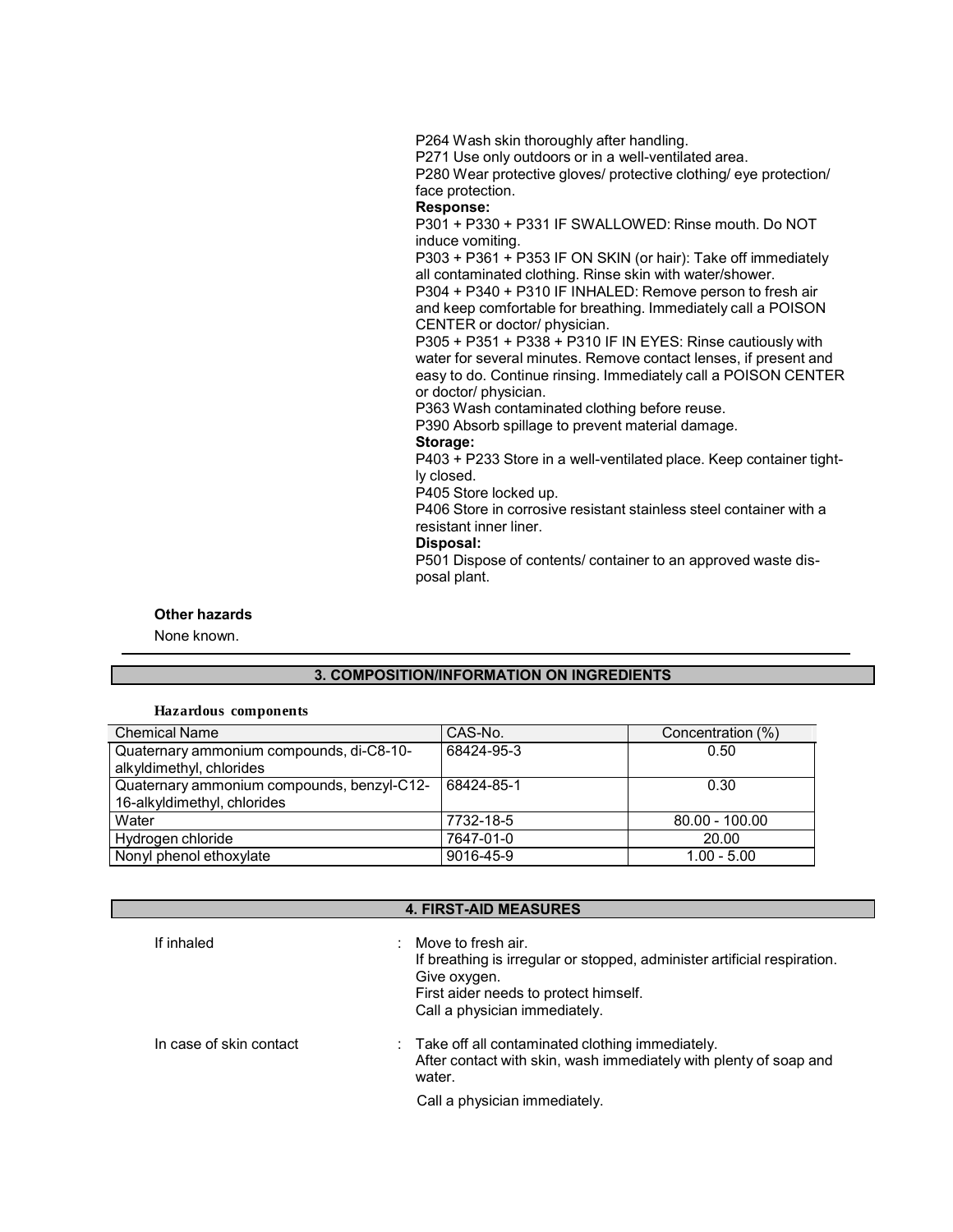P264 Wash skin thoroughly after handling.
P271 Use only outdoors or in a well-ventilated area.
P280 Wear protective gloves/ protective clothing/ eye protection/ face protection.

**Response:**

P301 + P330 + P331 IF SWALLOWED: Rinse mouth. Do NOT induce vomiting.
P303 + P361 + P353 IF ON SKIN (or hair): Take off immediately all contaminated clothing. Rinse skin with water/shower.
P304 + P340 + P310 IF INHALED: Remove person to fresh air and keep comfortable for breathing. Immediately call a POISON CENTER or doctor/ physician.
P305 + P351 + P338 + P310 IF IN EYES: Rinse cautiously with water for several minutes. Remove contact lenses, if present and easy to do. Continue rinsing. Immediately call a POISON CENTER or doctor/ physician.
P363 Wash contaminated clothing before reuse.
P390 Absorb spillage to prevent material damage.

**Storage:**

P403 + P233 Store in a well-ventilated place. Keep container tightly closed.
P405 Store locked up.
P406 Store in corrosive resistant stainless steel container with a resistant inner liner.

**Disposal:**

P501 Dispose of contents/ container to an approved waste disposal plant.

**Other hazards**

None known.

## 3. COMPOSITION/INFORMATION ON INGREDIENTS

**Hazardous components**

| Chemical Name | CAS-No. | Concentration (%) |
|---|---|---|
| Quaternary ammonium compounds, di-C8-10-alkyldimethyl, chlorides | 68424-95-3 | 0.50 |
| Quaternary ammonium compounds, benzyl-C12-16-alkyldimethyl, chlorides | 68424-85-1 | 0.30 |
| Water | 7732-18-5 | 80.00 - 100.00 |
| Hydrogen chloride | 7647-01-0 | 20.00 |
| Nonyl phenol ethoxylate | 9016-45-9 | 1.00 - 5.00 |

## 4. FIRST-AID MEASURES

If inhaled : Move to fresh air.
If breathing is irregular or stopped, administer artificial respiration.
Give oxygen.
First aider needs to protect himself.
Call a physician immediately.

In case of skin contact : Take off all contaminated clothing immediately.
After contact with skin, wash immediately with plenty of soap and water.
Call a physician immediately.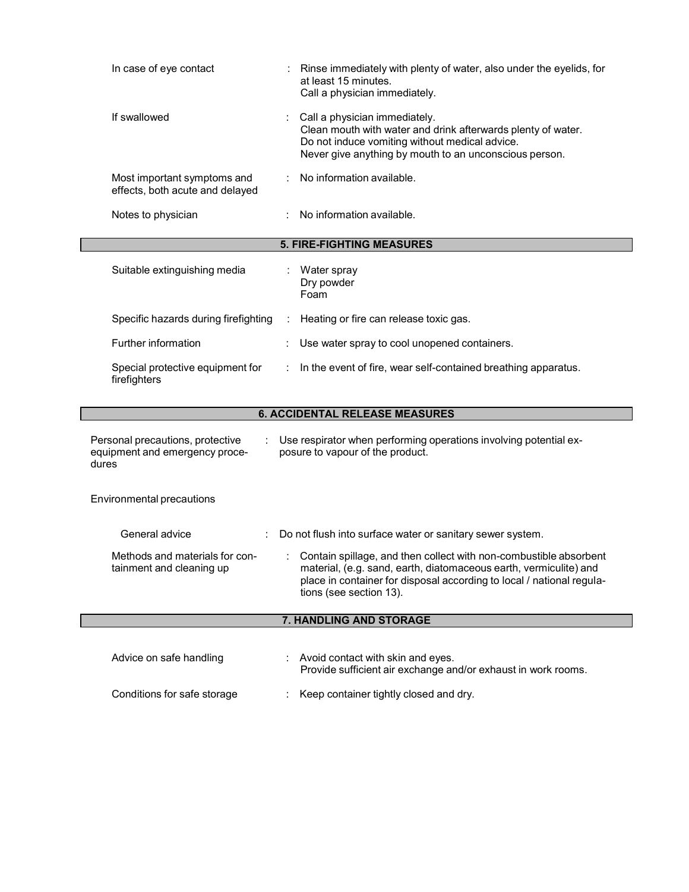| | |
|---|---|
| In case of eye contact | : Rinse immediately with plenty of water, also under the eyelids, for at least 15 minutes.<br>Call a physician immediately. |
| If swallowed | : Call a physician immediately.<br>Clean mouth with water and drink afterwards plenty of water.<br>Do not induce vomiting without medical advice.<br>Never give anything by mouth to an unconscious person. |
| Most important symptoms and effects, both acute and delayed | : No information available. |
| Notes to physician | : No information available. |

## 5. FIRE-FIGHTING MEASURES

| | |
|---|---|
| Suitable extinguishing media | : Water spray<br>Dry powder<br>Foam |
| Specific hazards during firefighting | : Heating or fire can release toxic gas. |
| Further information | : Use water spray to cool unopened containers. |
| Special protective equipment for firefighters | : In the event of fire, wear self-contained breathing apparatus. |

## 6. ACCIDENTAL RELEASE MEASURES

| | |
|---|---|
| Personal precautions, protective equipment and emergency procedures | : Use respirator when performing operations involving potential exposure to vapour of the product. |

Environmental precautions

| | |
|---|---|
| General advice | : Do not flush into surface water or sanitary sewer system. |
| Methods and materials for containment and cleaning up | : Contain spillage, and then collect with non-combustible absorbent material, (e.g. sand, earth, diatomaceous earth, vermiculite) and place in container for disposal according to local / national regulations (see section 13). |

## 7. HANDLING AND STORAGE

| | |
|---|---|
| Advice on safe handling | : Avoid contact with skin and eyes.<br>Provide sufficient air exchange and/or exhaust in work rooms. |
| Conditions for safe storage | : Keep container tightly closed and dry. |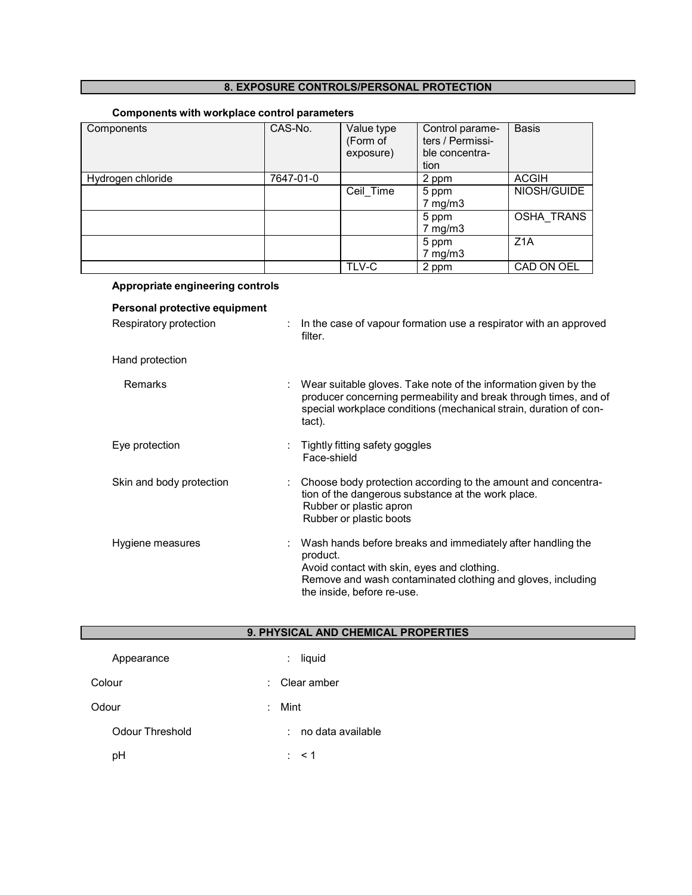## 8. EXPOSURE CONTROLS/PERSONAL PROTECTION

### Components with workplace control parameters

| Components | CAS-No. | Value type (Form of exposure) | Control parameters / Permissible concentration | Basis |
|---|---|---|---|---|
| Hydrogen chloride | 7647-01-0 | | 2 ppm | ACGIH |
| | | Ceil_Time | 5 ppm<br>7 mg/m3 | NIOSH/GUIDE |
| | | | 5 ppm<br>7 mg/m3 | OSHA_TRANS |
| | | | 5 ppm<br>7 mg/m3 | Z1A |
| | | TLV-C | 2 ppm | CAD ON OEL |

### Appropriate engineering controls

### Personal protective equipment

Respiratory protection : In the case of vapour formation use a respirator with an approved filter.

Hand protection

Remarks : Wear suitable gloves. Take note of the information given by the producer concerning permeability and break through times, and of special workplace conditions (mechanical strain, duration of contact).

Eye protection : Tightly fitting safety goggles
Face-shield

Skin and body protection : Choose body protection according to the amount and concentration of the dangerous substance at the work place.
Rubber or plastic apron
Rubber or plastic boots

Hygiene measures : Wash hands before breaks and immediately after handling the product.
Avoid contact with skin, eyes and clothing.
Remove and wash contaminated clothing and gloves, including the inside, before re-use.

## 9. PHYSICAL AND CHEMICAL PROPERTIES

Appearance : liquid

Colour : Clear amber

Odour : Mint

Odour Threshold : no data available

pH : < 1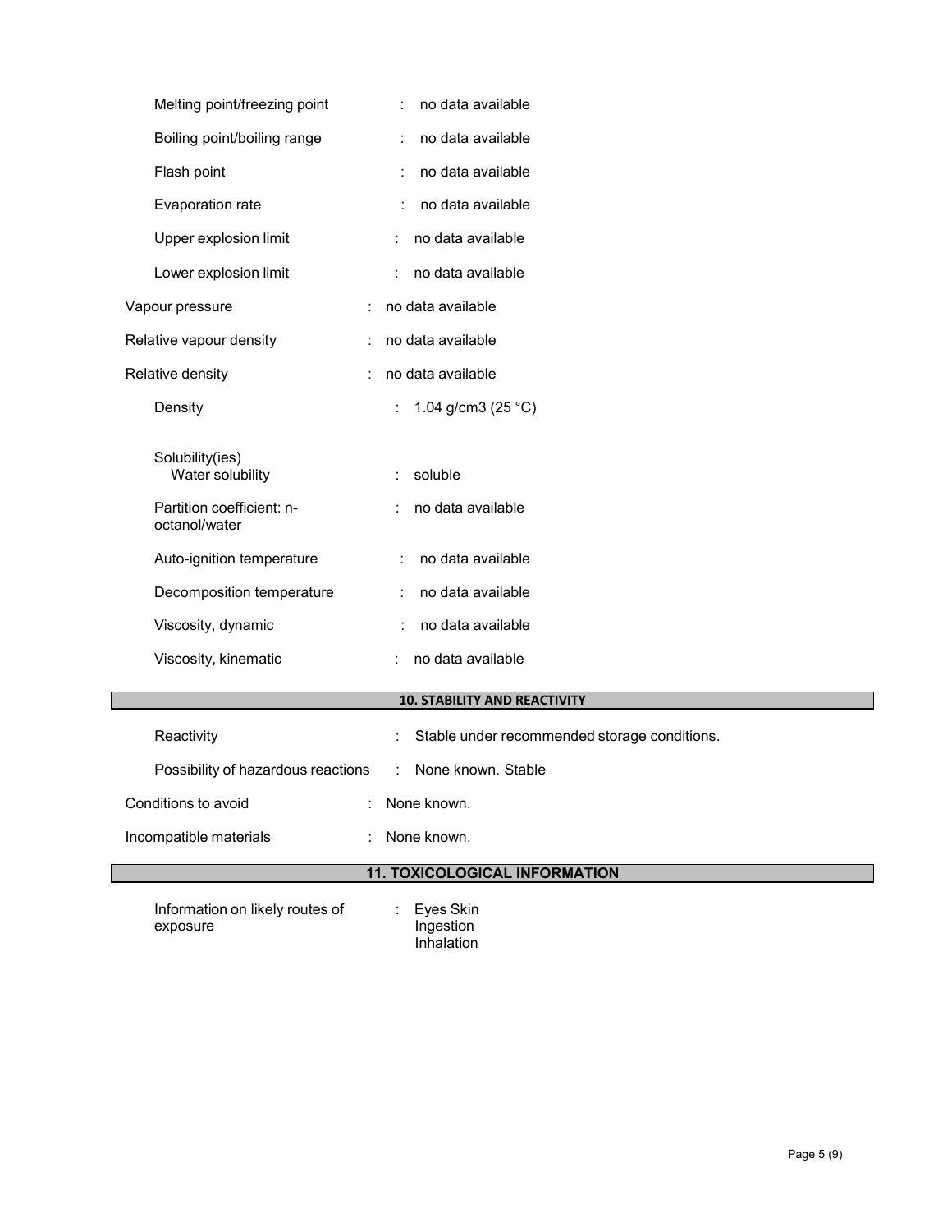| | | |
|---|---|---|
| Melting point/freezing point | : | no data available |
| Boiling point/boiling range | : | no data available |
| Flash point | : | no data available |
| Evaporation rate | : | no data available |
| Upper explosion limit | : | no data available |
| Lower explosion limit | : | no data available |
| Vapour pressure | : | no data available |
| Relative vapour density | : | no data available |
| Relative density | : | no data available |
| Density | : | 1.04 g/cm3 (25 °C) |
| Solubility(ies) Water solubility | : | soluble |
| Partition coefficient: n-octanol/water | : | no data available |
| Auto-ignition temperature | : | no data available |
| Decomposition temperature | : | no data available |
| Viscosity, dynamic | : | no data available |
| Viscosity, kinematic | : | no data available |

## 10. STABILITY AND REACTIVITY

| | | |
|---|---|---|
| Reactivity | : | Stable under recommended storage conditions. |
| Possibility of hazardous reactions | : | None known. Stable |
| Conditions to avoid | : | None known. |
| Incompatible materials | : | None known. |

## 11. TOXICOLOGICAL INFORMATION

| | | |
|---|---|---|
| Information on likely routes of exposure | : | Eyes Skin<br>Ingestion<br>Inhalation |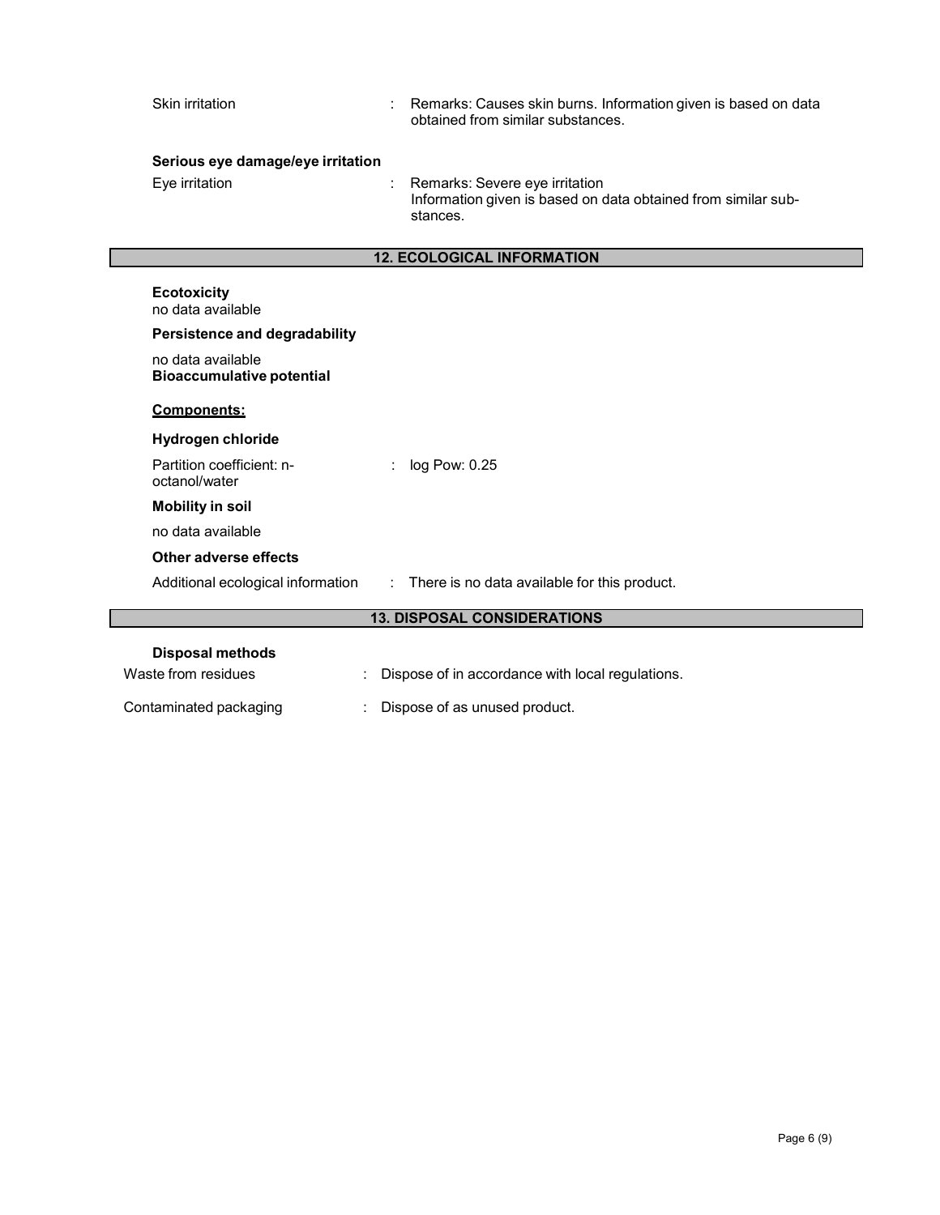Skin irritation : Remarks: Causes skin burns. Information given is based on data obtained from similar substances.

**Serious eye damage/eye irritation**

Eye irritation : Remarks: Severe eye irritation
Information given is based on data obtained from similar substances.

## 12. ECOLOGICAL INFORMATION

**Ecotoxicity**
no data available

**Persistence and degradability**

no data available

**Bioaccumulative potential**

**Components:**

**Hydrogen chloride**

Partition coefficient: n-octanol/water : log Pow: 0.25

**Mobility in soil**

no data available

**Other adverse effects**

Additional ecological information : There is no data available for this product.

## 13. DISPOSAL CONSIDERATIONS

**Disposal methods**

Waste from residues : Dispose of in accordance with local regulations.

Contaminated packaging : Dispose of as unused product.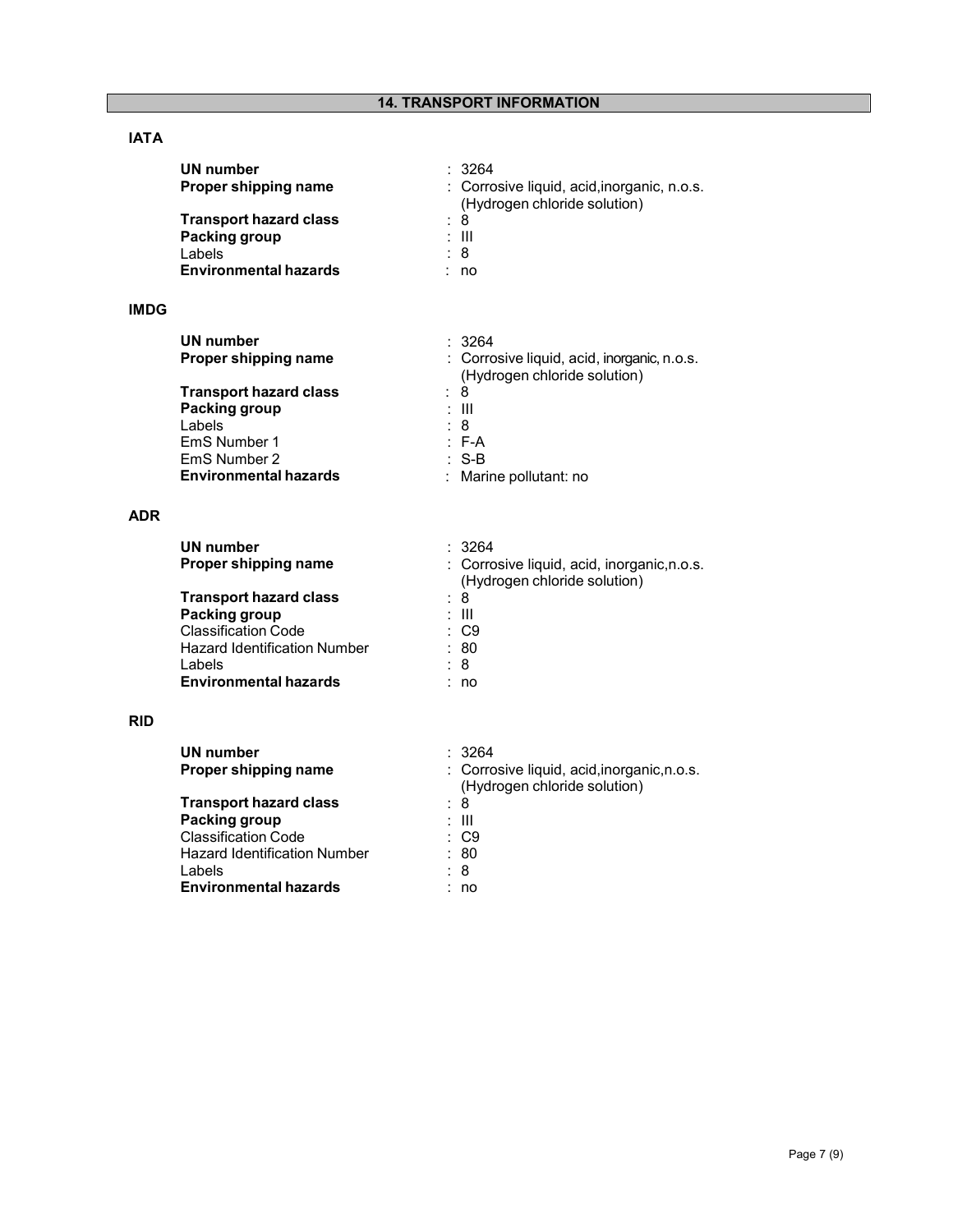## 14. TRANSPORT INFORMATION

### IATA

| | |
|---|---|
| **UN number** | : 3264 |
| **Proper shipping name** | : Corrosive liquid, acid,inorganic, n.o.s. (Hydrogen chloride solution) |
| **Transport hazard class** | : 8 |
| **Packing group** | : III |
| Labels | : 8 |
| **Environmental hazards** | : no |

### IMDG

| | |
|---|---|
| **UN number** | : 3264 |
| **Proper shipping name** | : Corrosive liquid, acid, inorganic, n.o.s. (Hydrogen chloride solution) |
| **Transport hazard class** | : 8 |
| **Packing group** | : III |
| Labels | : 8 |
| EmS Number 1 | : F-A |
| EmS Number 2 | : S-B |
| **Environmental hazards** | : Marine pollutant: no |

### ADR

| | |
|---|---|
| **UN number** | : 3264 |
| **Proper shipping name** | : Corrosive liquid, acid, inorganic,n.o.s. (Hydrogen chloride solution) |
| **Transport hazard class** | : 8 |
| **Packing group** | : III |
| Classification Code | : C9 |
| Hazard Identification Number | : 80 |
| Labels | : 8 |
| **Environmental hazards** | : no |

### RID

| | |
|---|---|
| **UN number** | : 3264 |
| **Proper shipping name** | : Corrosive liquid, acid,inorganic,n.o.s. (Hydrogen chloride solution) |
| **Transport hazard class** | : 8 |
| **Packing group** | : III |
| Classification Code | : C9 |
| Hazard Identification Number | : 80 |
| Labels | : 8 |
| **Environmental hazards** | : no |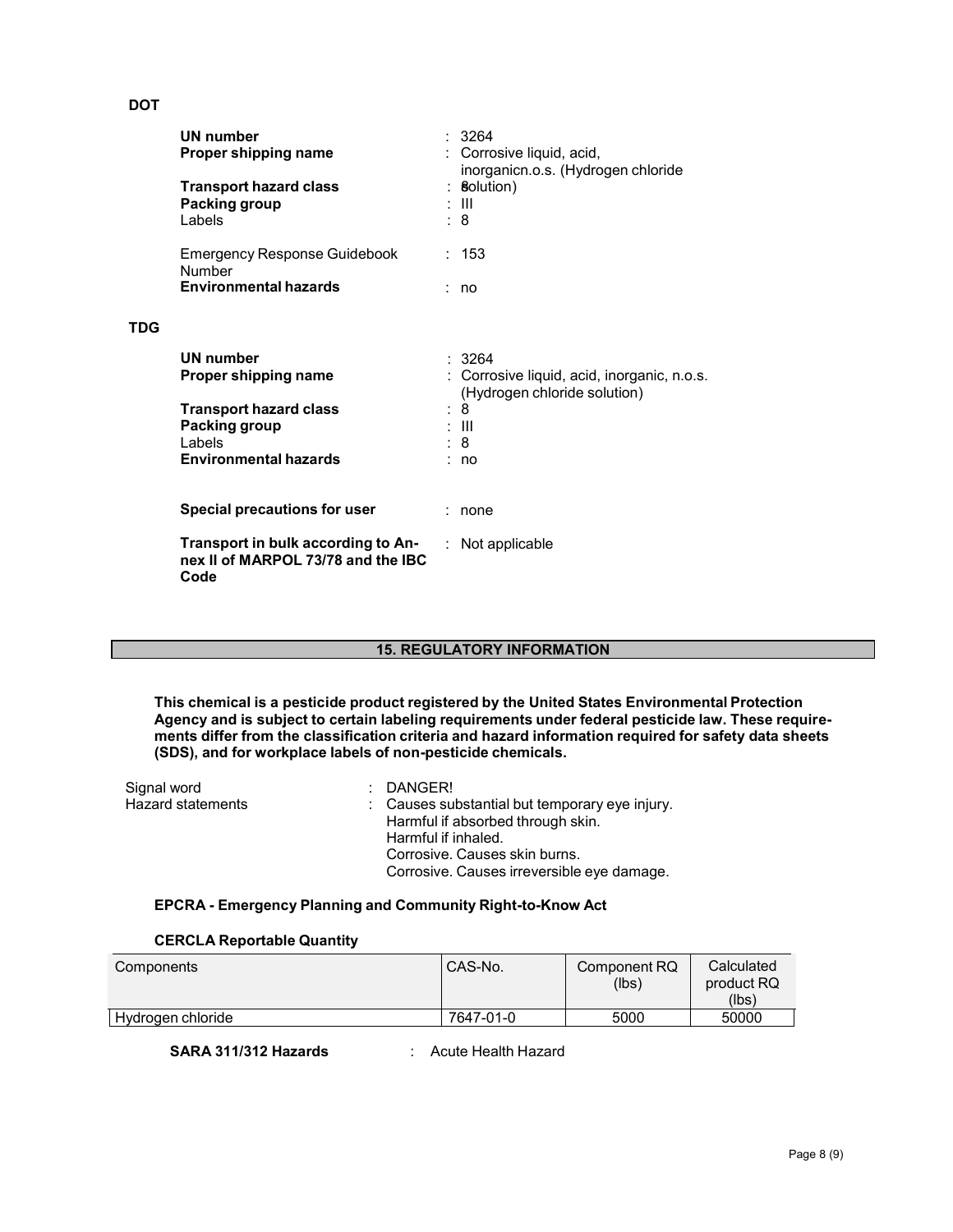**DOT**

| | |
|---|---|
| **UN number** | : 3264 |
| **Proper shipping name** | : Corrosive liquid, acid, inorganicn.o.s. (Hydrogen chloride solution) |
| **Transport hazard class** | : 8 |
| **Packing group** | : III |
| Labels | : 8 |
| Emergency Response Guidebook Number | : 153 |
| **Environmental hazards** | : no |

**TDG**

| | |
|---|---|
| **UN number** | : 3264 |
| **Proper shipping name** | : Corrosive liquid, acid, inorganic, n.o.s. (Hydrogen chloride solution) |
| **Transport hazard class** | : 8 |
| **Packing group** | : III |
| Labels | : 8 |
| **Environmental hazards** | : no |
| **Special precautions for user** | : none |
| **Transport in bulk according to Annex II of MARPOL 73/78 and the IBC Code** | : Not applicable |

## 15. REGULATORY INFORMATION

**This chemical is a pesticide product registered by the United States Environmental Protection Agency and is subject to certain labeling requirements under federal pesticide law. These requirements differ from the classification criteria and hazard information required for safety data sheets (SDS), and for workplace labels of non-pesticide chemicals.**

Signal word : DANGER!

Hazard statements : Causes substantial but temporary eye injury.
Harmful if absorbed through skin.
Harmful if inhaled.
Corrosive. Causes skin burns.
Corrosive. Causes irreversible eye damage.

**EPCRA - Emergency Planning and Community Right-to-Know Act**

**CERCLA Reportable Quantity**

| Components | CAS-No. | Component RQ (lbs) | Calculated product RQ (lbs) |
|---|---|---|---|
| Hydrogen chloride | 7647-01-0 | 5000 | 50000 |

**SARA 311/312 Hazards** : Acute Health Hazard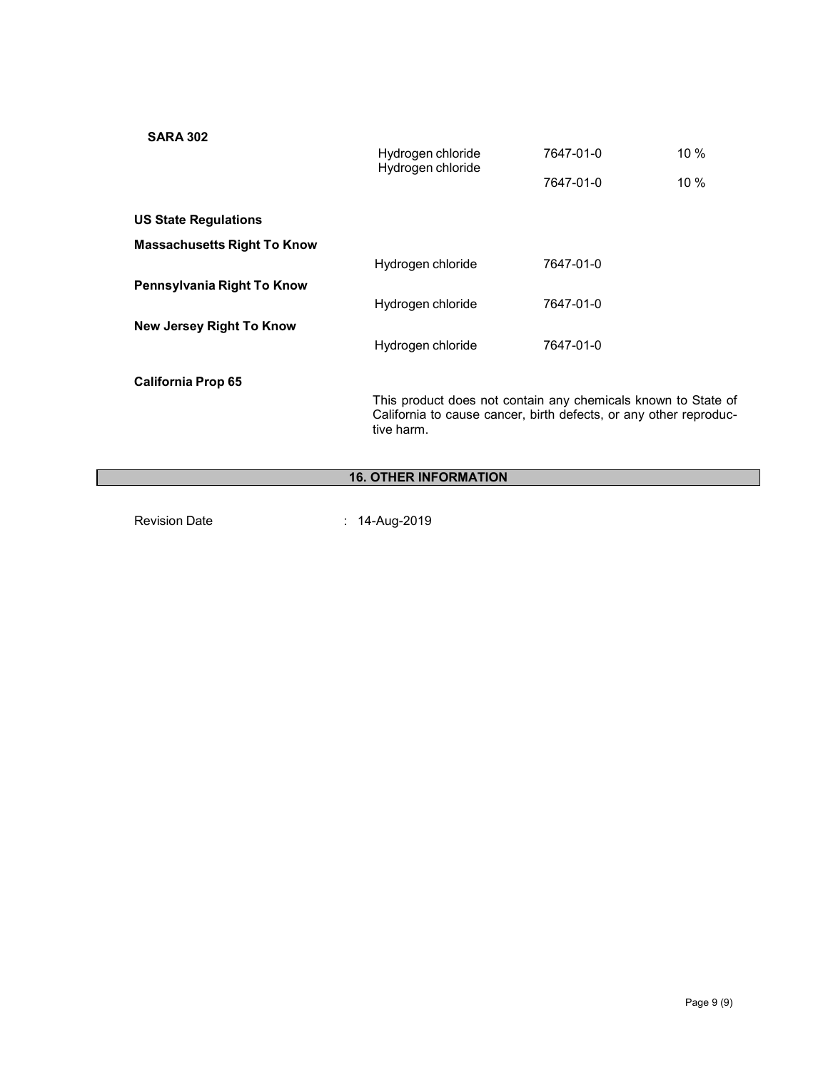**SARA 302**

| | | | |
|---|---|---|---|
| | Hydrogen chloride | 7647-01-0 | 10 % |
| | Hydrogen chloride | 7647-01-0 | 10 % |

**US State Regulations**

**Massachusetts Right To Know**

| | | |
|---|---|---|
| | Hydrogen chloride | 7647-01-0 |

**Pennsylvania Right To Know**

| | | |
|---|---|---|
| | Hydrogen chloride | 7647-01-0 |

**New Jersey Right To Know**

| | | |
|---|---|---|
| | Hydrogen chloride | 7647-01-0 |

**California Prop 65**

This product does not contain any chemicals known to State of California to cause cancer, birth defects, or any other reproductive harm.

## 16. OTHER INFORMATION

Revision Date : 14-Aug-2019